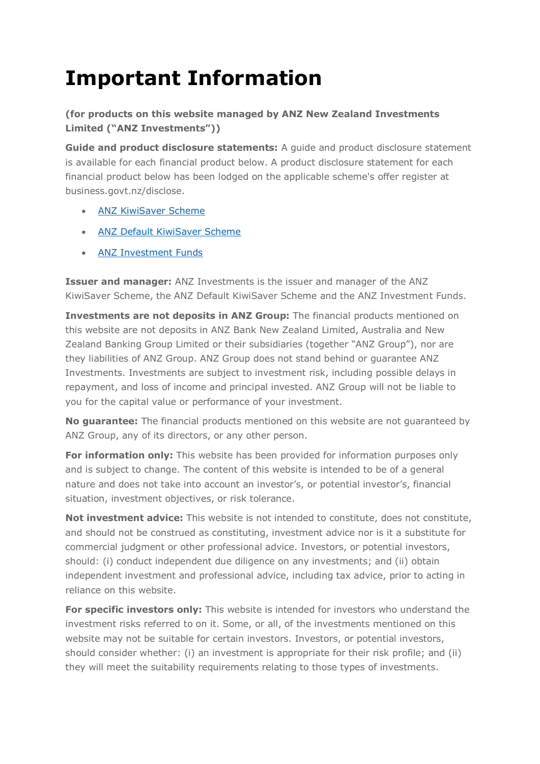# Important Information

**(for products on this website managed by ANZ New Zealand Investments Limited ("ANZ Investments"))**

**Guide and product disclosure statements:** A guide and product disclosure statement is available for each financial product below. A product disclosure statement for each financial product below has been lodged on the applicable scheme's offer register at business.govt.nz/disclose.

- ANZ KiwiSaver Scheme
- ANZ Default KiwiSaver Scheme
- ANZ Investment Funds

**Issuer and manager:** ANZ Investments is the issuer and manager of the ANZ KiwiSaver Scheme, the ANZ Default KiwiSaver Scheme and the ANZ Investment Funds.

**Investments are not deposits in ANZ Group:** The financial products mentioned on this website are not deposits in ANZ Bank New Zealand Limited, Australia and New Zealand Banking Group Limited or their subsidiaries (together "ANZ Group"), nor are they liabilities of ANZ Group. ANZ Group does not stand behind or guarantee ANZ Investments. Investments are subject to investment risk, including possible delays in repayment, and loss of income and principal invested. ANZ Group will not be liable to you for the capital value or performance of your investment.

**No guarantee:** The financial products mentioned on this website are not guaranteed by ANZ Group, any of its directors, or any other person.

**For information only:** This website has been provided for information purposes only and is subject to change. The content of this website is intended to be of a general nature and does not take into account an investor's, or potential investor's, financial situation, investment objectives, or risk tolerance.

**Not investment advice:** This website is not intended to constitute, does not constitute, and should not be construed as constituting, investment advice nor is it a substitute for commercial judgment or other professional advice. Investors, or potential investors, should: (i) conduct independent due diligence on any investments; and (ii) obtain independent investment and professional advice, including tax advice, prior to acting in reliance on this website.

**For specific investors only:** This website is intended for investors who understand the investment risks referred to on it. Some, or all, of the investments mentioned on this website may not be suitable for certain investors. Investors, or potential investors, should consider whether: (i) an investment is appropriate for their risk profile; and (ii) they will meet the suitability requirements relating to those types of investments.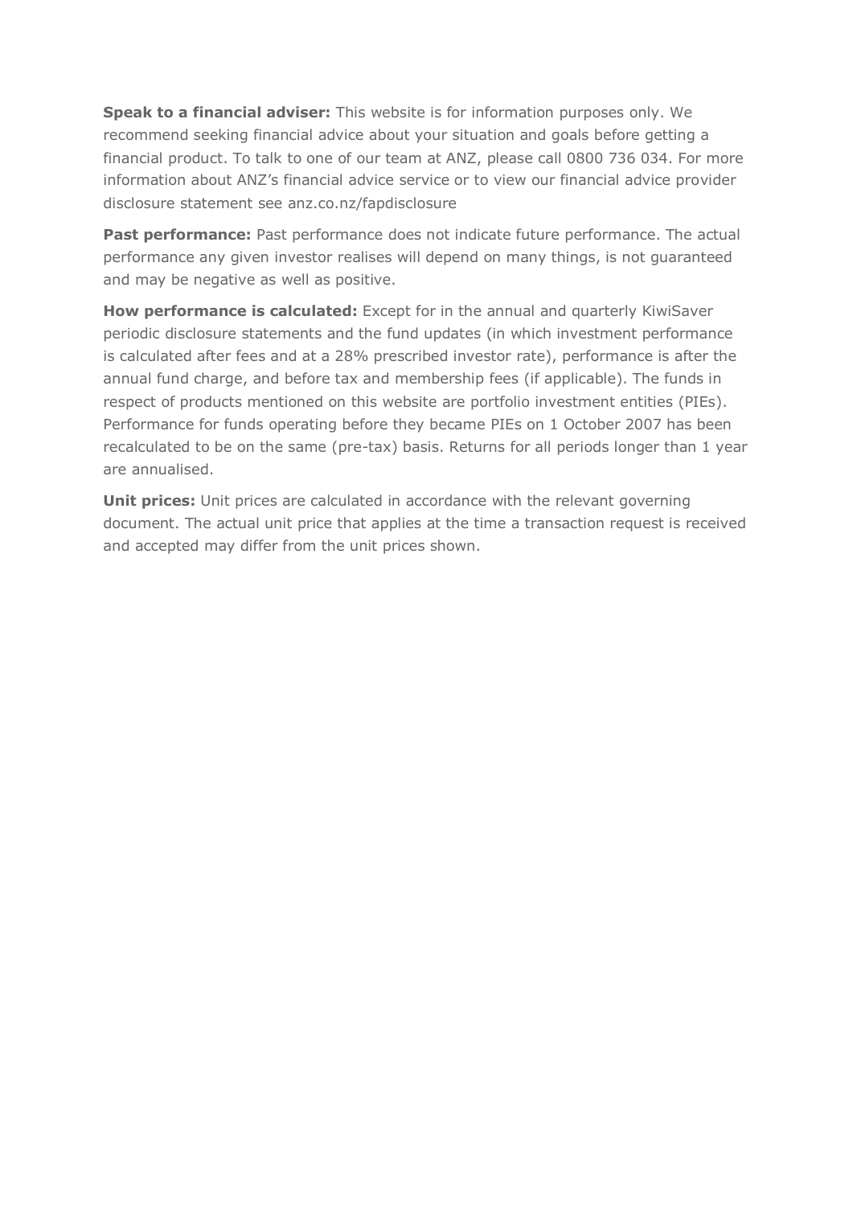**Speak to a financial adviser:** This website is for information purposes only. We recommend seeking financial advice about your situation and goals before getting a financial product. To talk to one of our team at ANZ, please call 0800 736 034. For more information about ANZ's financial advice service or to view our financial advice provider disclosure statement see anz.co.nz/fapdisclosure

**Past performance:** Past performance does not indicate future performance. The actual performance any given investor realises will depend on many things, is not guaranteed and may be negative as well as positive.

**How performance is calculated:** Except for in the annual and quarterly KiwiSaver periodic disclosure statements and the fund updates (in which investment performance is calculated after fees and at a 28% prescribed investor rate), performance is after the annual fund charge, and before tax and membership fees (if applicable). The funds in respect of products mentioned on this website are portfolio investment entities (PIEs). Performance for funds operating before they became PIEs on 1 October 2007 has been recalculated to be on the same (pre-tax) basis. Returns for all periods longer than 1 year are annualised.

**Unit prices:** Unit prices are calculated in accordance with the relevant governing document. The actual unit price that applies at the time a transaction request is received and accepted may differ from the unit prices shown.